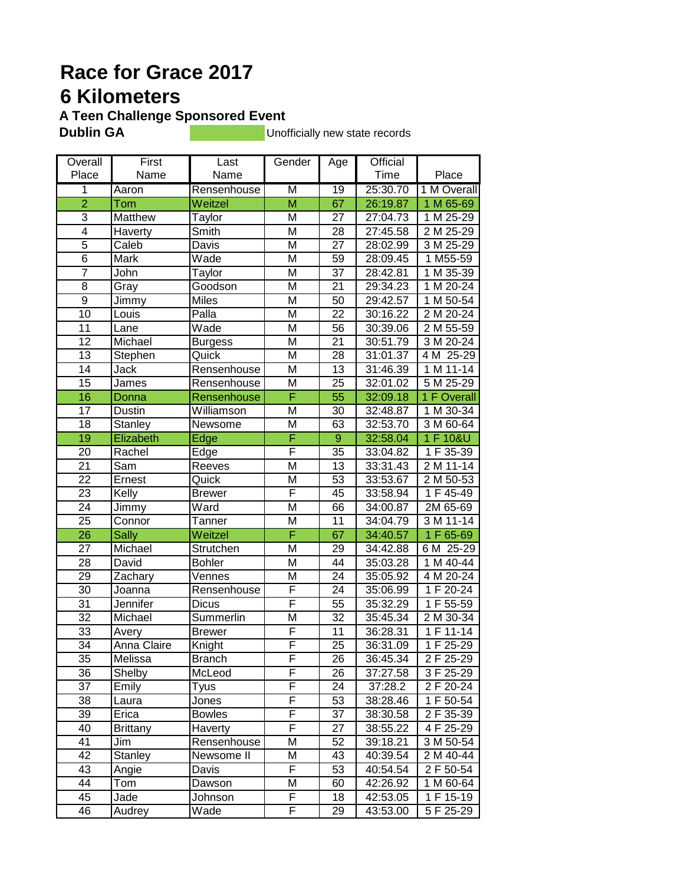# Race for Grace 2017

# 6 Kilometers

### A Teen Challenge Sponsored Event

**Dublin GA** Unofficially new state records

| Overall Place | First Name | Last Name | Gender | Age | Official Time | Place |
|---|---|---|---|---|---|---|
| 1 | Aaron | Rensenhouse | M | 19 | 25:30.70 | 1 M Overall |
| 2 | Tom | Weitzel | M | 67 | 26:19.87 | 1 M 65-69 |
| 3 | Matthew | Taylor | M | 27 | 27:04.73 | 1 M 25-29 |
| 4 | Haverty | Smith | M | 28 | 27:45.58 | 2 M 25-29 |
| 5 | Caleb | Davis | M | 27 | 28:02.99 | 3 M 25-29 |
| 6 | Mark | Wade | M | 59 | 28:09.45 | 1 M55-59 |
| 7 | John | Taylor | M | 37 | 28:42.81 | 1 M 35-39 |
| 8 | Gray | Goodson | M | 21 | 29:34.23 | 1 M 20-24 |
| 9 | Jimmy | Miles | M | 50 | 29:42.57 | 1 M 50-54 |
| 10 | Louis | Palla | M | 22 | 30:16.22 | 2 M 20-24 |
| 11 | Lane | Wade | M | 56 | 30:39.06 | 2 M 55-59 |
| 12 | Michael | Burgess | M | 21 | 30:51.79 | 3 M 20-24 |
| 13 | Stephen | Quick | M | 28 | 31:01.37 | 4 M 25-29 |
| 14 | Jack | Rensenhouse | M | 13 | 31:46.39 | 1 M 11-14 |
| 15 | James | Rensenhouse | M | 25 | 32:01.02 | 5 M 25-29 |
| 16 | Donna | Rensenhouse | F | 55 | 32:09.18 | 1 F Overall |
| 17 | Dustin | Williamson | M | 30 | 32:48.87 | 1 M 30-34 |
| 18 | Stanley | Newsome | M | 63 | 32:53.70 | 3 M 60-64 |
| 19 | Elizabeth | Edge | F | 9 | 32:58.04 | 1 F 10&U |
| 20 | Rachel | Edge | F | 35 | 33:04.82 | 1 F 35-39 |
| 21 | Sam | Reeves | M | 13 | 33:31.43 | 2 M 11-14 |
| 22 | Ernest | Quick | M | 53 | 33:53.67 | 2 M 50-53 |
| 23 | Kelly | Brewer | F | 45 | 33:58.94 | 1 F 45-49 |
| 24 | Jimmy | Ward | M | 66 | 34:00.87 | 2M 65-69 |
| 25 | Connor | Tanner | M | 11 | 34:04.79 | 3 M 11-14 |
| 26 | Sally | Weitzel | F | 67 | 34:40.57 | 1 F 65-69 |
| 27 | Michael | Strutchen | M | 29 | 34:42.88 | 6 M 25-29 |
| 28 | David | Bohler | M | 44 | 35:03.28 | 1 M 40-44 |
| 29 | Zachary | Vennes | M | 24 | 35:05.92 | 4 M 20-24 |
| 30 | Joanna | Rensenhouse | F | 24 | 35:06.99 | 1 F 20-24 |
| 31 | Jennifer | Dicus | F | 55 | 35:32.29 | 1 F 55-59 |
| 32 | Michael | Summerlin | M | 32 | 35:45.34 | 2 M 30-34 |
| 33 | Avery | Brewer | F | 11 | 36:28.31 | 1 F 11-14 |
| 34 | Anna Claire | Knight | F | 25 | 36:31.09 | 1 F 25-29 |
| 35 | Melissa | Branch | F | 26 | 36:45.34 | 2 F 25-29 |
| 36 | Shelby | McLeod | F | 26 | 37:27.58 | 3 F 25-29 |
| 37 | Emily | Tyus | F | 24 | 37:28.2 | 2 F 20-24 |
| 38 | Laura | Jones | F | 53 | 38:28.46 | 1 F 50-54 |
| 39 | Erica | Bowles | F | 37 | 38:30.58 | 2 F 35-39 |
| 40 | Brittany | Haverty | F | 27 | 38:55.22 | 4 F 25-29 |
| 41 | Jim | Rensenhouse | M | 52 | 39:18.21 | 3 M 50-54 |
| 42 | Stanley | Newsome II | M | 43 | 40:39.54 | 2 M 40-44 |
| 43 | Angie | Davis | F | 53 | 40:54.54 | 2 F 50-54 |
| 44 | Tom | Dawson | M | 60 | 42:26.92 | 1 M 60-64 |
| 45 | Jade | Johnson | F | 18 | 42:53.05 | 1 F 15-19 |
| 46 | Audrey | Wade | F | 29 | 43:53.00 | 5 F 25-29 |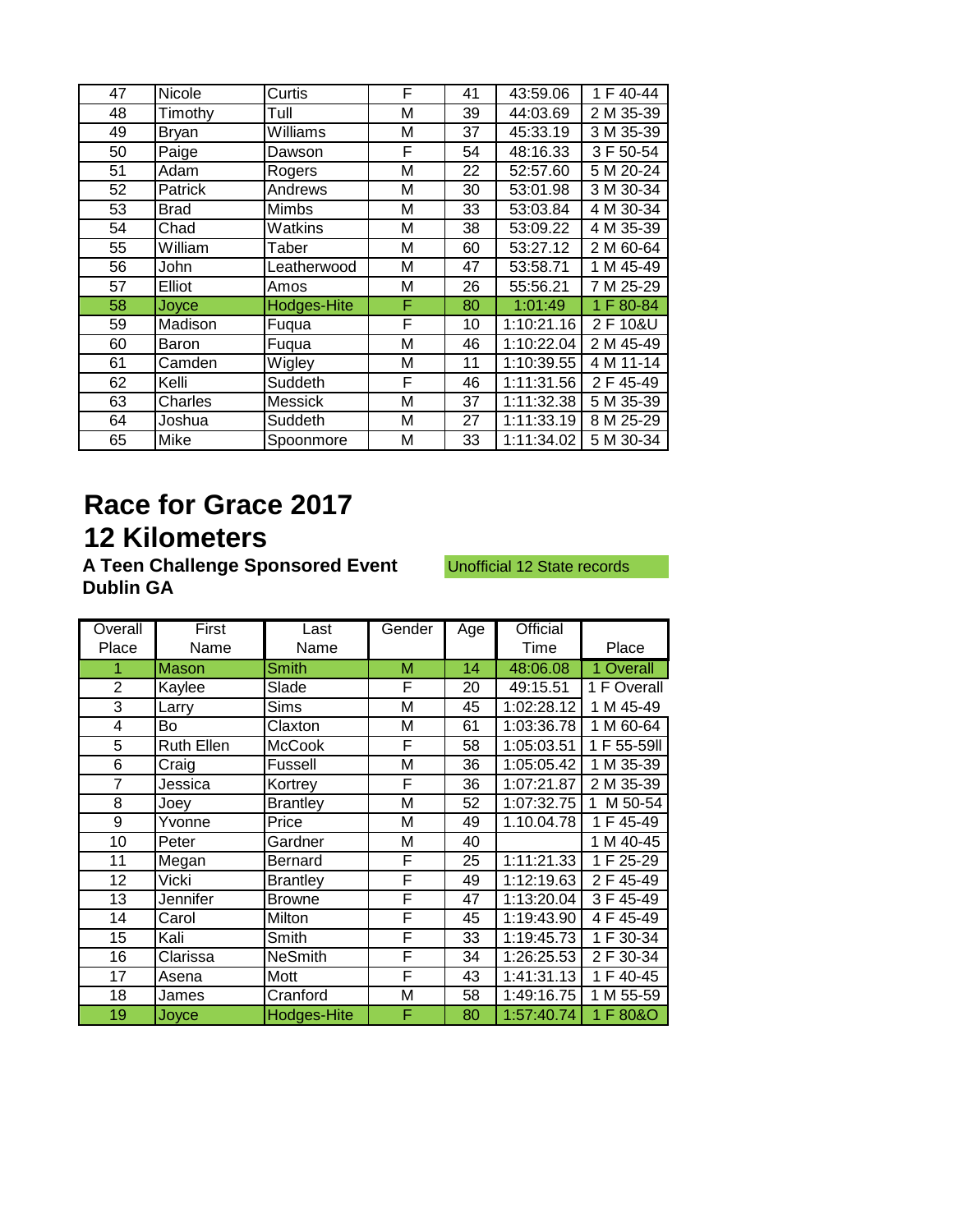| | | | | | | |
|---|---|---|---|---|---|---|
| 47 | Nicole | Curtis | F | 41 | 43:59.06 | 1 F 40-44 |
| 48 | Timothy | Tull | M | 39 | 44:03.69 | 2 M 35-39 |
| 49 | Bryan | Williams | M | 37 | 45:33.19 | 3 M 35-39 |
| 50 | Paige | Dawson | F | 54 | 48:16.33 | 3 F 50-54 |
| 51 | Adam | Rogers | M | 22 | 52:57.60 | 5 M 20-24 |
| 52 | Patrick | Andrews | M | 30 | 53:01.98 | 3 M 30-34 |
| 53 | Brad | Mimbs | M | 33 | 53:03.84 | 4 M 30-34 |
| 54 | Chad | Watkins | M | 38 | 53:09.22 | 4 M 35-39 |
| 55 | William | Taber | M | 60 | 53:27.12 | 2 M 60-64 |
| 56 | John | Leatherwood | M | 47 | 53:58.71 | 1 M 45-49 |
| 57 | Elliot | Amos | M | 26 | 55:56.21 | 7 M 25-29 |
| 58 | Joyce | Hodges-Hite | F | 80 | 1:01:49 | 1 F 80-84 |
| 59 | Madison | Fuqua | F | 10 | 1:10:21.16 | 2 F 10&U |
| 60 | Baron | Fuqua | M | 46 | 1:10:22.04 | 2 M 45-49 |
| 61 | Camden | Wigley | M | 11 | 1:10:39.55 | 4 M 11-14 |
| 62 | Kelli | Suddeth | F | 46 | 1:11:31.56 | 2 F 45-49 |
| 63 | Charles | Messick | M | 37 | 1:11:32.38 | 5 M 35-39 |
| 64 | Joshua | Suddeth | M | 27 | 1:11:33.19 | 8 M 25-29 |
| 65 | Mike | Spoonmore | M | 33 | 1:11:34.02 | 5 M 30-34 |

# Race for Grace 2017
# 12 Kilometers

**A Teen Challenge Sponsored Event**
**Dublin GA**

Unofficial 12 State records

| Overall Place | First Name | Last Name | Gender | Age | Official Time | Place |
|---|---|---|---|---|---|---|
| 1 | Mason | Smith | M | 14 | 48:06.08 | 1 Overall |
| 2 | Kaylee | Slade | F | 20 | 49:15.51 | 1 F Overall |
| 3 | Larry | Sims | M | 45 | 1:02:28.12 | 1 M 45-49 |
| 4 | Bo | Claxton | M | 61 | 1:03:36.78 | 1 M 60-64 |
| 5 | Ruth Ellen | McCook | F | 58 | 1:05:03.51 | 1 F 55-59ll |
| 6 | Craig | Fussell | M | 36 | 1:05:05.42 | 1 M 35-39 |
| 7 | Jessica | Kortrey | F | 36 | 1:07:21.87 | 2 M 35-39 |
| 8 | Joey | Brantley | M | 52 | 1:07:32.75 | 1 M 50-54 |
| 9 | Yvonne | Price | M | 49 | 1.10.04.78 | 1 F 45-49 |
| 10 | Peter | Gardner | M | 40 | | 1 M 40-45 |
| 11 | Megan | Bernard | F | 25 | 1:11:21.33 | 1 F 25-29 |
| 12 | Vicki | Brantley | F | 49 | 1:12:19.63 | 2 F 45-49 |
| 13 | Jennifer | Browne | F | 47 | 1:13:20.04 | 3 F 45-49 |
| 14 | Carol | Milton | F | 45 | 1:19:43.90 | 4 F 45-49 |
| 15 | Kali | Smith | F | 33 | 1:19:45.73 | 1 F 30-34 |
| 16 | Clarissa | NeSmith | F | 34 | 1:26:25.53 | 2 F 30-34 |
| 17 | Asena | Mott | F | 43 | 1:41:31.13 | 1 F 40-45 |
| 18 | James | Cranford | M | 58 | 1:49:16.75 | 1 M 55-59 |
| 19 | Joyce | Hodges-Hite | F | 80 | 1:57:40.74 | 1 F 80&O |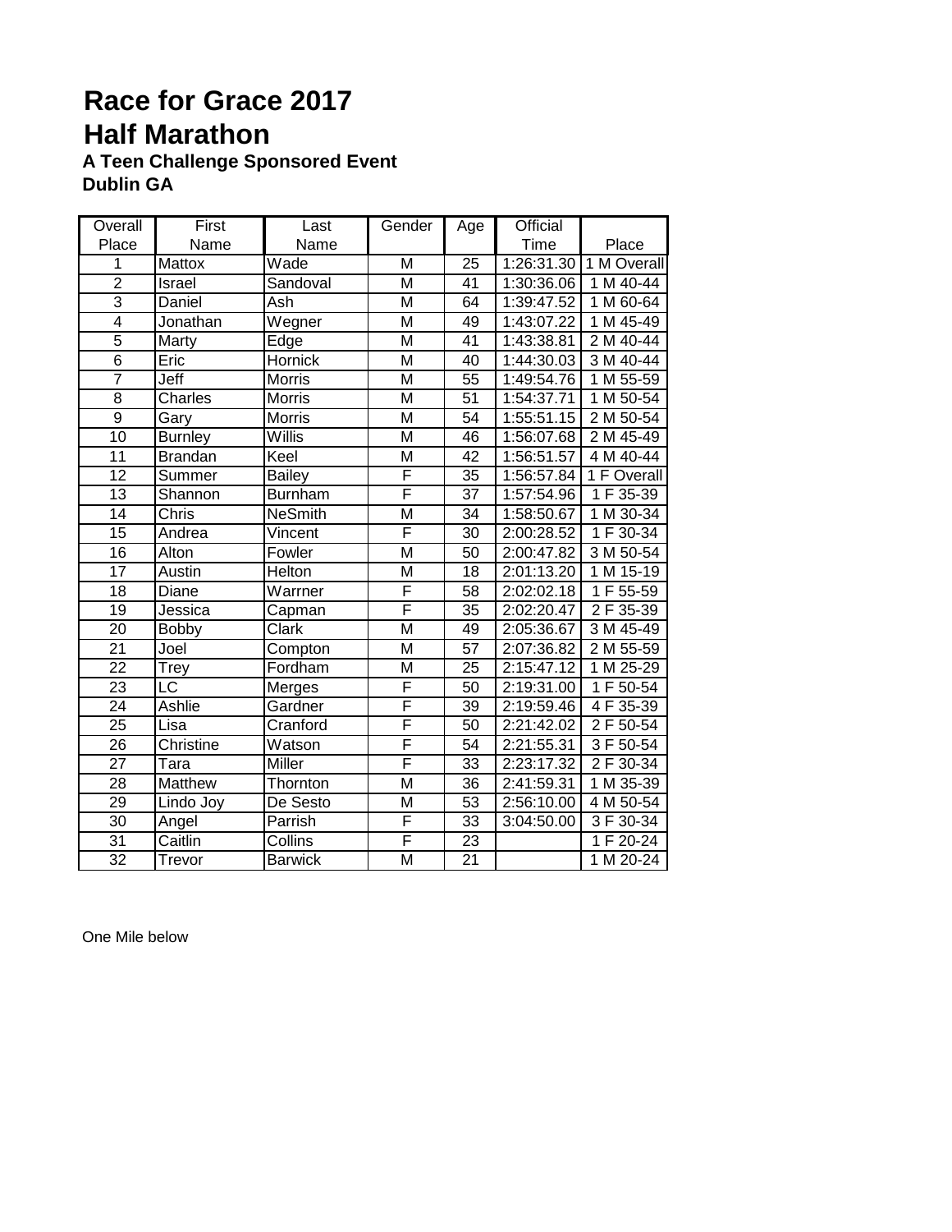# Race for Grace 2017

# Half Marathon

### A Teen Challenge Sponsored Event

### Dublin GA

| Overall Place | First Name | Last Name | Gender | Age | Official Time | Place |
|---|---|---|---|---|---|---|
| 1 | Mattox | Wade | M | 25 | 1:26:31.30 | 1 M Overall |
| 2 | Israel | Sandoval | M | 41 | 1:30:36.06 | 1 M 40-44 |
| 3 | Daniel | Ash | M | 64 | 1:39:47.52 | 1 M 60-64 |
| 4 | Jonathan | Wegner | M | 49 | 1:43:07.22 | 1 M 45-49 |
| 5 | Marty | Edge | M | 41 | 1:43:38.81 | 2 M 40-44 |
| 6 | Eric | Hornick | M | 40 | 1:44:30.03 | 3 M 40-44 |
| 7 | Jeff | Morris | M | 55 | 1:49:54.76 | 1 M 55-59 |
| 8 | Charles | Morris | M | 51 | 1:54:37.71 | 1 M 50-54 |
| 9 | Gary | Morris | M | 54 | 1:55:51.15 | 2 M 50-54 |
| 10 | Burnley | Willis | M | 46 | 1:56:07.68 | 2 M 45-49 |
| 11 | Brandan | Keel | M | 42 | 1:56:51.57 | 4 M 40-44 |
| 12 | Summer | Bailey | F | 35 | 1:56:57.84 | 1 F Overall |
| 13 | Shannon | Burnham | F | 37 | 1:57:54.96 | 1 F 35-39 |
| 14 | Chris | NeSmith | M | 34 | 1:58:50.67 | 1 M 30-34 |
| 15 | Andrea | Vincent | F | 30 | 2:00:28.52 | 1 F 30-34 |
| 16 | Alton | Fowler | M | 50 | 2:00:47.82 | 3 M 50-54 |
| 17 | Austin | Helton | M | 18 | 2:01:13.20 | 1 M 15-19 |
| 18 | Diane | Warrner | F | 58 | 2:02:02.18 | 1 F 55-59 |
| 19 | Jessica | Capman | F | 35 | 2:02:20.47 | 2 F 35-39 |
| 20 | Bobby | Clark | M | 49 | 2:05:36.67 | 3 M 45-49 |
| 21 | Joel | Compton | M | 57 | 2:07:36.82 | 2 M 55-59 |
| 22 | Trey | Fordham | M | 25 | 2:15:47.12 | 1 M 25-29 |
| 23 | LC | Merges | F | 50 | 2:19:31.00 | 1 F 50-54 |
| 24 | Ashlie | Gardner | F | 39 | 2:19:59.46 | 4 F 35-39 |
| 25 | Lisa | Cranford | F | 50 | 2:21:42.02 | 2 F 50-54 |
| 26 | Christine | Watson | F | 54 | 2:21:55.31 | 3 F 50-54 |
| 27 | Tara | Miller | F | 33 | 2:23:17.32 | 2 F 30-34 |
| 28 | Matthew | Thornton | M | 36 | 2:41:59.31 | 1 M 35-39 |
| 29 | Lindo Joy | De Sesto | M | 53 | 2:56:10.00 | 4 M 50-54 |
| 30 | Angel | Parrish | F | 33 | 3:04:50.00 | 3 F 30-34 |
| 31 | Caitlin | Collins | F | 23 | | 1 F 20-24 |
| 32 | Trevor | Barwick | M | 21 | | 1 M 20-24 |

One Mile below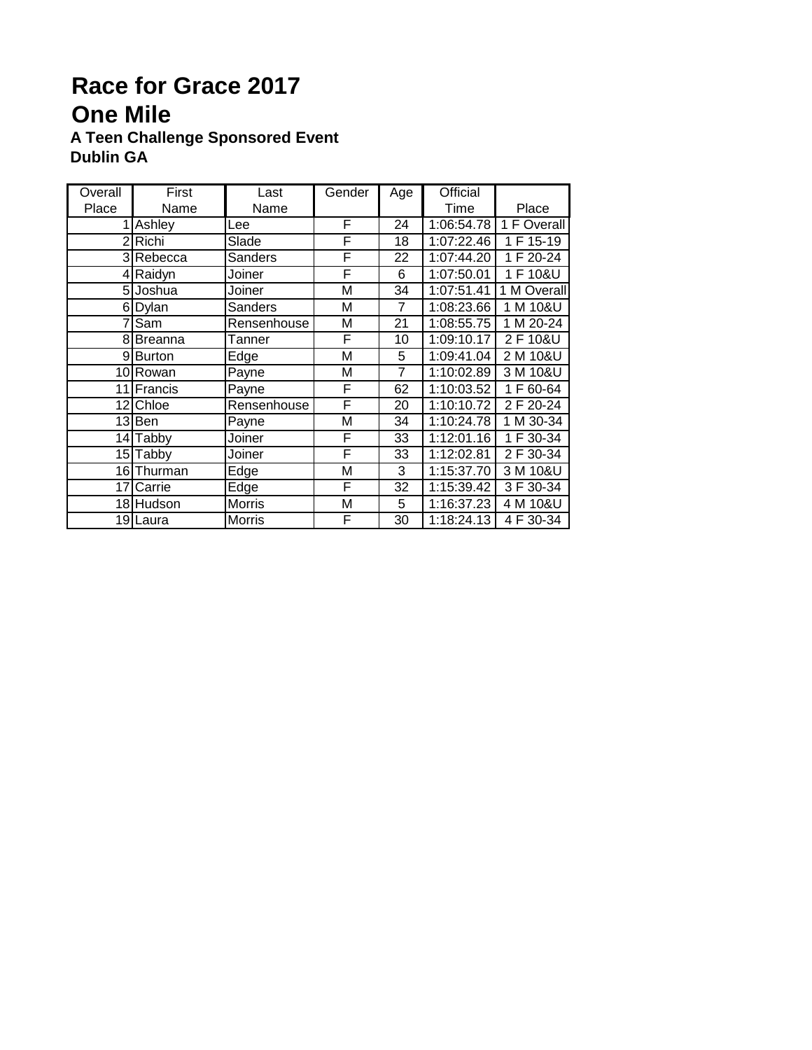# Race for Grace 2017

# One Mile

### A Teen Challenge Sponsored Event

### Dublin GA

| Overall Place | First Name | Last Name | Gender | Age | Official Time | Place |
|---|---|---|---|---|---|---|
| 1 | Ashley | Lee | F | 24 | 1:06:54.78 | 1 F Overall |
| 2 | Richi | Slade | F | 18 | 1:07:22.46 | 1 F 15-19 |
| 3 | Rebecca | Sanders | F | 22 | 1:07:44.20 | 1 F 20-24 |
| 4 | Raidyn | Joiner | F | 6 | 1:07:50.01 | 1 F 10&U |
| 5 | Joshua | Joiner | M | 34 | 1:07:51.41 | 1 M Overall |
| 6 | Dylan | Sanders | M | 7 | 1:08:23.66 | 1 M 10&U |
| 7 | Sam | Rensenhouse | M | 21 | 1:08:55.75 | 1 M 20-24 |
| 8 | Breanna | Tanner | F | 10 | 1:09:10.17 | 2 F 10&U |
| 9 | Burton | Edge | M | 5 | 1:09:41.04 | 2 M 10&U |
| 10 | Rowan | Payne | M | 7 | 1:10:02.89 | 3 M 10&U |
| 11 | Francis | Payne | F | 62 | 1:10:03.52 | 1 F 60-64 |
| 12 | Chloe | Rensenhouse | F | 20 | 1:10:10.72 | 2 F 20-24 |
| 13 | Ben | Payne | M | 34 | 1:10:24.78 | 1 M 30-34 |
| 14 | Tabby | Joiner | F | 33 | 1:12:01.16 | 1 F 30-34 |
| 15 | Tabby | Joiner | F | 33 | 1:12:02.81 | 2 F 30-34 |
| 16 | Thurman | Edge | M | 3 | 1:15:37.70 | 3 M 10&U |
| 17 | Carrie | Edge | F | 32 | 1:15:39.42 | 3 F 30-34 |
| 18 | Hudson | Morris | M | 5 | 1:16:37.23 | 4 M 10&U |
| 19 | Laura | Morris | F | 30 | 1:18:24.13 | 4 F 30-34 |